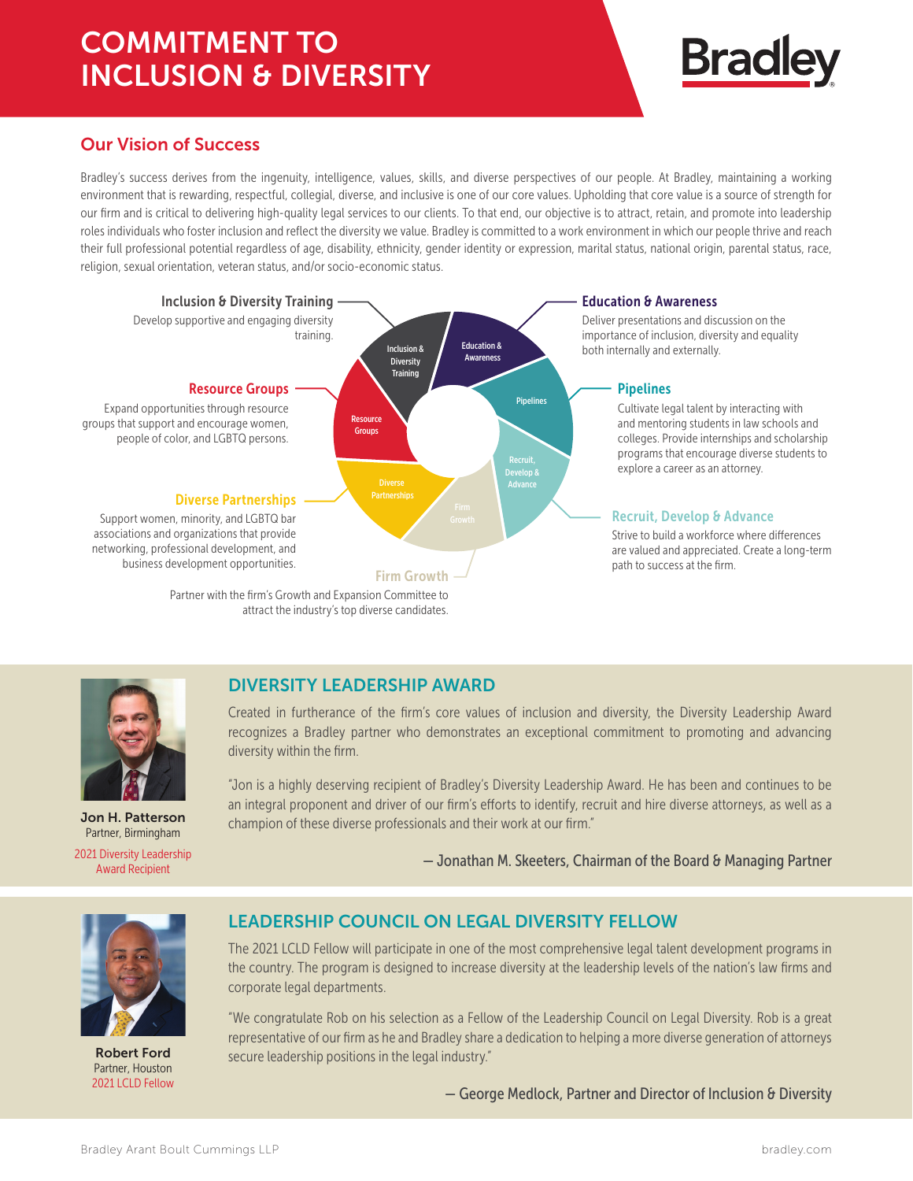# COMMITMENT TO INCLUSION & DIVERSITY

Bradley

## Our Vision of Success

Bradley's success derives from the ingenuity, intelligence, values, skills, and diverse perspectives of our people. At Bradley, maintaining a working environment that is rewarding, respectful, collegial, diverse, and inclusive is one of our core values. Upholding that core value is a source of strength for our firm and is critical to delivering high-quality legal services to our clients. To that end, our objective is to attract, retain, and promote into leadership roles individuals who foster inclusion and reflect the diversity we value. Bradley is committed to a work environment in which our people thrive and reach their full professional potential regardless of age, disability, ethnicity, gender identity or expression, marital status, national origin, parental status, race, religion, sexual orientation, veteran status, and/or socio-economic status.

**Inclusion & Diversity Training**
Develop supportive and engaging diversity training.

**Education & Awareness**
Deliver presentations and discussion on the importance of inclusion, diversity and equality both internally and externally.

**Resource Groups**
Expand opportunities through resource groups that support and encourage women, people of color, and LGBTQ persons.

**Pipelines**
Cultivate legal talent by interacting with and mentoring students in law schools and colleges. Provide internships and scholarship programs that encourage diverse students to explore a career as an attorney.

**Diverse Partnerships**
Support women, minority, and LGBTQ bar associations and organizations that provide networking, professional development, and business development opportunities.

**Recruit, Develop & Advance**
Strive to build a workforce where differences are valued and appreciated. Create a long-term path to success at the firm.

**Firm Growth**
Partner with the firm's Growth and Expansion Committee to attract the industry's top diverse candidates.

## DIVERSITY LEADERSHIP AWARD

**Jon H. Patterson**
Partner, Birmingham
2021 Diversity Leadership Award Recipient

Created in furtherance of the firm's core values of inclusion and diversity, the Diversity Leadership Award recognizes a Bradley partner who demonstrates an exceptional commitment to promoting and advancing diversity within the firm.

"Jon is a highly deserving recipient of Bradley's Diversity Leadership Award. He has been and continues to be an integral proponent and driver of our firm's efforts to identify, recruit and hire diverse attorneys, as well as a champion of these diverse professionals and their work at our firm."

— Jonathan M. Skeeters, Chairman of the Board & Managing Partner

## LEADERSHIP COUNCIL ON LEGAL DIVERSITY FELLOW

**Robert Ford**
Partner, Houston
2021 LCLD Fellow

The 2021 LCLD Fellow will participate in one of the most comprehensive legal talent development programs in the country. The program is designed to increase diversity at the leadership levels of the nation's law firms and corporate legal departments.

"We congratulate Rob on his selection as a Fellow of the Leadership Council on Legal Diversity. Rob is a great representative of our firm as he and Bradley share a dedication to helping a more diverse generation of attorneys secure leadership positions in the legal industry."

— George Medlock, Partner and Director of Inclusion & Diversity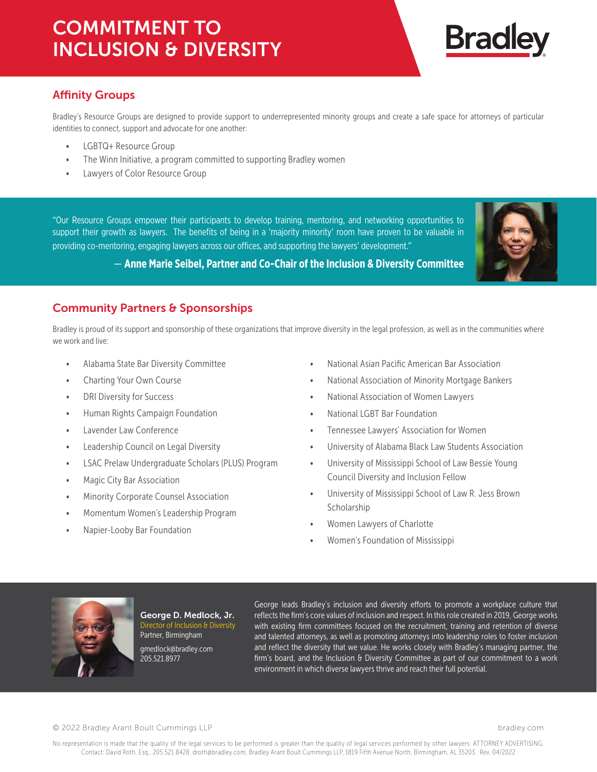# COMMITMENT TO INCLUSION & DIVERSITY

Bradley

## Affinity Groups

Bradley's Resource Groups are designed to provide support to underrepresented minority groups and create a safe space for attorneys of particular identities to connect, support and advocate for one another:

- LGBTQ+ Resource Group
- The Winn Initiative, a program committed to supporting Bradley women
- Lawyers of Color Resource Group

"Our Resource Groups empower their participants to develop training, mentoring, and networking opportunities to support their growth as lawyers. The benefits of being in a 'majority minority' room have proven to be valuable in providing co-mentoring, engaging lawyers across our offices, and supporting the lawyers' development."

**— Anne Marie Seibel, Partner and Co-Chair of the Inclusion & Diversity Committee**

## Community Partners & Sponsorships

Bradley is proud of its support and sponsorship of these organizations that improve diversity in the legal profession, as well as in the communities where we work and live:

- Alabama State Bar Diversity Committee
- Charting Your Own Course
- DRI Diversity for Success
- Human Rights Campaign Foundation
- Lavender Law Conference
- Leadership Council on Legal Diversity
- LSAC Prelaw Undergraduate Scholars (PLUS) Program
- Magic City Bar Association
- Minority Corporate Counsel Association
- Momentum Women's Leadership Program
- Napier-Looby Bar Foundation
- National Asian Pacific American Bar Association
- National Association of Minority Mortgage Bankers
- National Association of Women Lawyers
- National LGBT Bar Foundation
- Tennessee Lawyers' Association for Women
- University of Alabama Black Law Students Association
- University of Mississippi School of Law Bessie Young Council Diversity and Inclusion Fellow
- University of Mississippi School of Law R. Jess Brown Scholarship
- Women Lawyers of Charlotte
- Women's Foundation of Mississippi

**George D. Medlock, Jr.**
Director of Inclusion & Diversity
Partner, Birmingham
gmedlock@bradley.com
205.521.8977

George leads Bradley's inclusion and diversity efforts to promote a workplace culture that reflects the firm's core values of inclusion and respect. In this role created in 2019, George works with existing firm committees focused on the recruitment, training and retention of diverse and talented attorneys, as well as promoting attorneys into leadership roles to foster inclusion and reflect the diversity that we value. He works closely with Bradley's managing partner, the firm's board, and the Inclusion & Diversity Committee as part of our commitment to a work environment in which diverse lawyers thrive and reach their full potential.

© 2022 Bradley Arant Boult Cummings LLP

bradley.com

No representation is made that the quality of the legal services to be performed is greater than the quality of legal services performed by other lawyers. ATTORNEY ADVERTISING. Contact: David Roth, Esq., 205.521.8428, droth@bradley.com, Bradley Arant Boult Cummings LLP, 1819 Fifth Avenue North, Birmingham, AL 35203. Rev. 04/2022